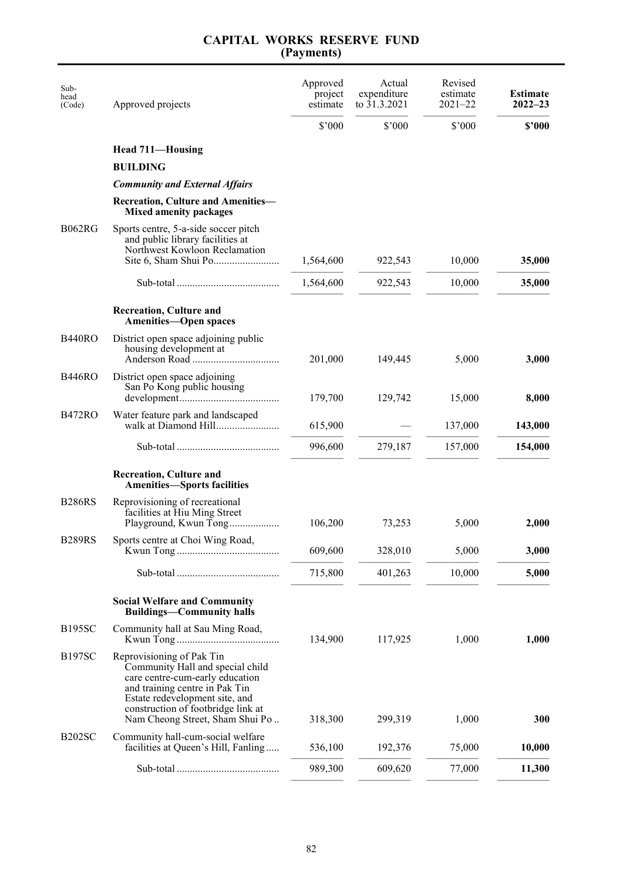# CAPITAL WORKS RESERVE FUND
## (Payments)

| Sub-head (Code) | Approved projects | Approved project estimate | Actual expenditure to 31.3.2021 | Revised estimate 2021–22 | **Estimate 2022–23** |
|---|---|---|---|---|---|
| | | $'000 | $'000 | $'000 | **$'000** |
| | **Head 711—Housing** | | | | |
| | **BUILDING** | | | | |
| | ***Community and External Affairs*** | | | | |
| | **Recreation, Culture and Amenities—Mixed amenity packages** | | | | |
| B062RG | Sports centre, 5-a-side soccer pitch and public library facilities at Northwest Kowloon Reclamation Site 6, Sham Shui Po | 1,564,600 | 922,543 | 10,000 | **35,000** |
| | Sub-total | 1,564,600 | 922,543 | 10,000 | **35,000** |
| | **Recreation, Culture and Amenities—Open spaces** | | | | |
| B440RO | District open space adjoining public housing development at Anderson Road | 201,000 | 149,445 | 5,000 | **3,000** |
| B446RO | District open space adjoining San Po Kong public housing development | 179,700 | 129,742 | 15,000 | **8,000** |
| B472RO | Water feature park and landscaped walk at Diamond Hill | 615,900 | — | 137,000 | **143,000** |
| | Sub-total | 996,600 | 279,187 | 157,000 | **154,000** |
| | **Recreation, Culture and Amenities—Sports facilities** | | | | |
| B286RS | Reprovisioning of recreational facilities at Hiu Ming Street Playground, Kwun Tong | 106,200 | 73,253 | 5,000 | **2,000** |
| B289RS | Sports centre at Choi Wing Road, Kwun Tong | 609,600 | 328,010 | 5,000 | **3,000** |
| | Sub-total | 715,800 | 401,263 | 10,000 | **5,000** |
| | **Social Welfare and Community Buildings—Community halls** | | | | |
| B195SC | Community hall at Sau Ming Road, Kwun Tong | 134,900 | 117,925 | 1,000 | **1,000** |
| B197SC | Reprovisioning of Pak Tin Community Hall and special child care centre-cum-early education and training centre in Pak Tin Estate redevelopment site, and construction of footbridge link at Nam Cheong Street, Sham Shui Po | 318,300 | 299,319 | 1,000 | **300** |
| B202SC | Community hall-cum-social welfare facilities at Queen's Hill, Fanling | 536,100 | 192,376 | 75,000 | **10,000** |
| | Sub-total | 989,300 | 609,620 | 77,000 | **11,300** |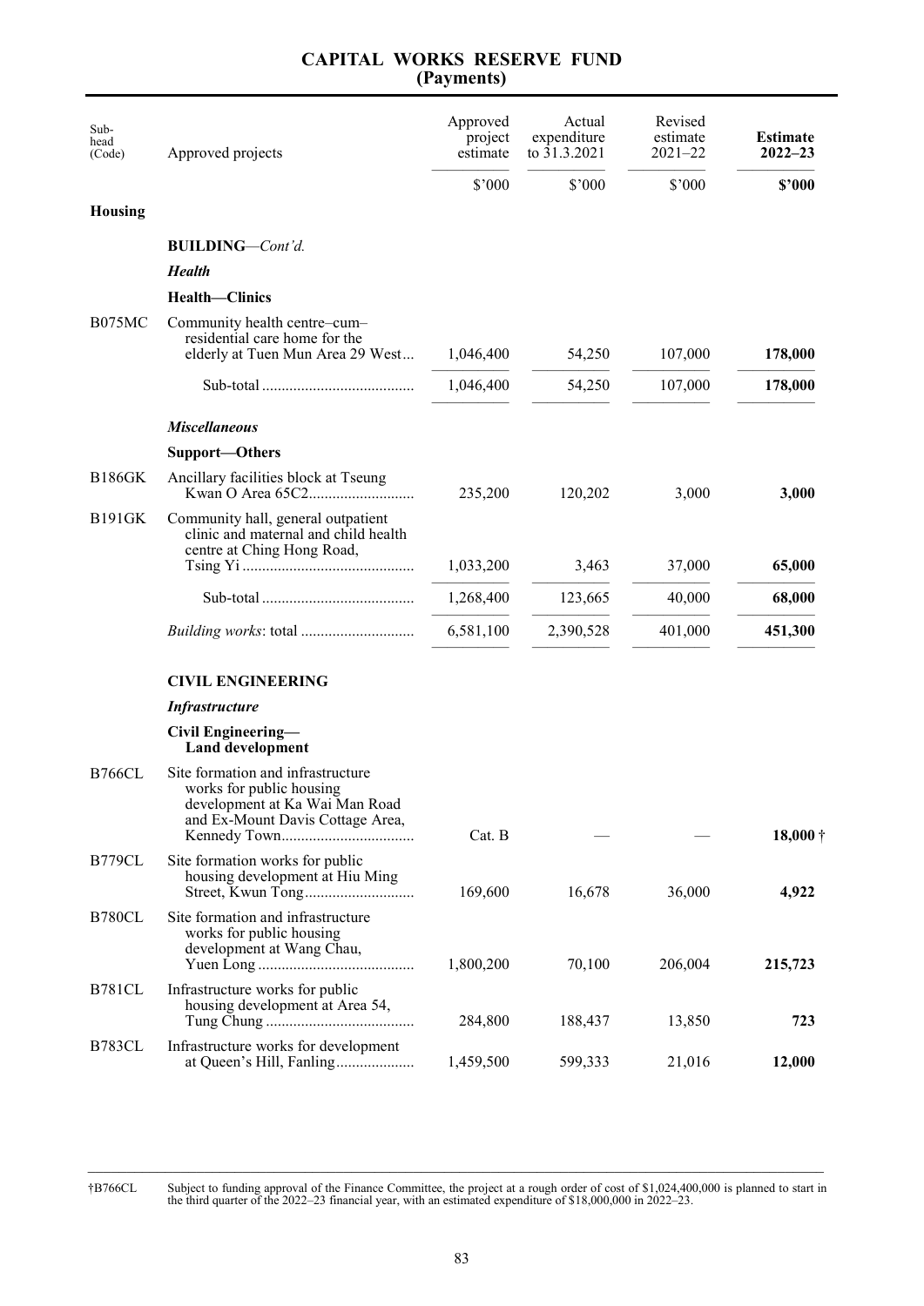# CAPITAL WORKS RESERVE FUND (Payments)

| Sub-head (Code) | Approved projects | Approved project estimate | Actual expenditure to 31.3.2021 | Revised estimate 2021–22 | **Estimate 2022–23** |
|---|---|---|---|---|---|
| | | $'000 | $'000 | $'000 | **$'000** |
| **Housing** | | | | | |
| | **BUILDING**—*Cont'd.* | | | | |
| | ***Health*** | | | | |
| | **Health—Clinics** | | | | |
| B075MC | Community health centre–cum–residential care home for the elderly at Tuen Mun Area 29 West | 1,046,400 | 54,250 | 107,000 | **178,000** |
| | Sub-total | 1,046,400 | 54,250 | 107,000 | **178,000** |
| | ***Miscellaneous*** | | | | |
| | **Support—Others** | | | | |
| B186GK | Ancillary facilities block at Tseung Kwan O Area 65C2 | 235,200 | 120,202 | 3,000 | **3,000** |
| B191GK | Community hall, general outpatient clinic and maternal and child health centre at Ching Hong Road, Tsing Yi | 1,033,200 | 3,463 | 37,000 | **65,000** |
| | Sub-total | 1,268,400 | 123,665 | 40,000 | **68,000** |
| | *Building works*: total | 6,581,100 | 2,390,528 | 401,000 | **451,300** |
| | **CIVIL ENGINEERING** | | | | |
| | ***Infrastructure*** | | | | |
| | **Civil Engineering— Land development** | | | | |
| B766CL | Site formation and infrastructure works for public housing development at Ka Wai Man Road and Ex-Mount Davis Cottage Area, Kennedy Town | Cat. B | — | — | **18,000** † |
| B779CL | Site formation works for public housing development at Hiu Ming Street, Kwun Tong | 169,600 | 16,678 | 36,000 | **4,922** |
| B780CL | Site formation and infrastructure works for public housing development at Wang Chau, Yuen Long | 1,800,200 | 70,100 | 206,004 | **215,723** |
| B781CL | Infrastructure works for public housing development at Area 54, Tung Chung | 284,800 | 188,437 | 13,850 | **723** |
| B783CL | Infrastructure works for development at Queen's Hill, Fanling | 1,459,500 | 599,333 | 21,016 | **12,000** |

†B766CL Subject to funding approval of the Finance Committee, the project at a rough order of cost of $1,024,400,000 is planned to start in the third quarter of the 2022–23 financial year, with an estimated expenditure of $18,000,000 in 2022–23.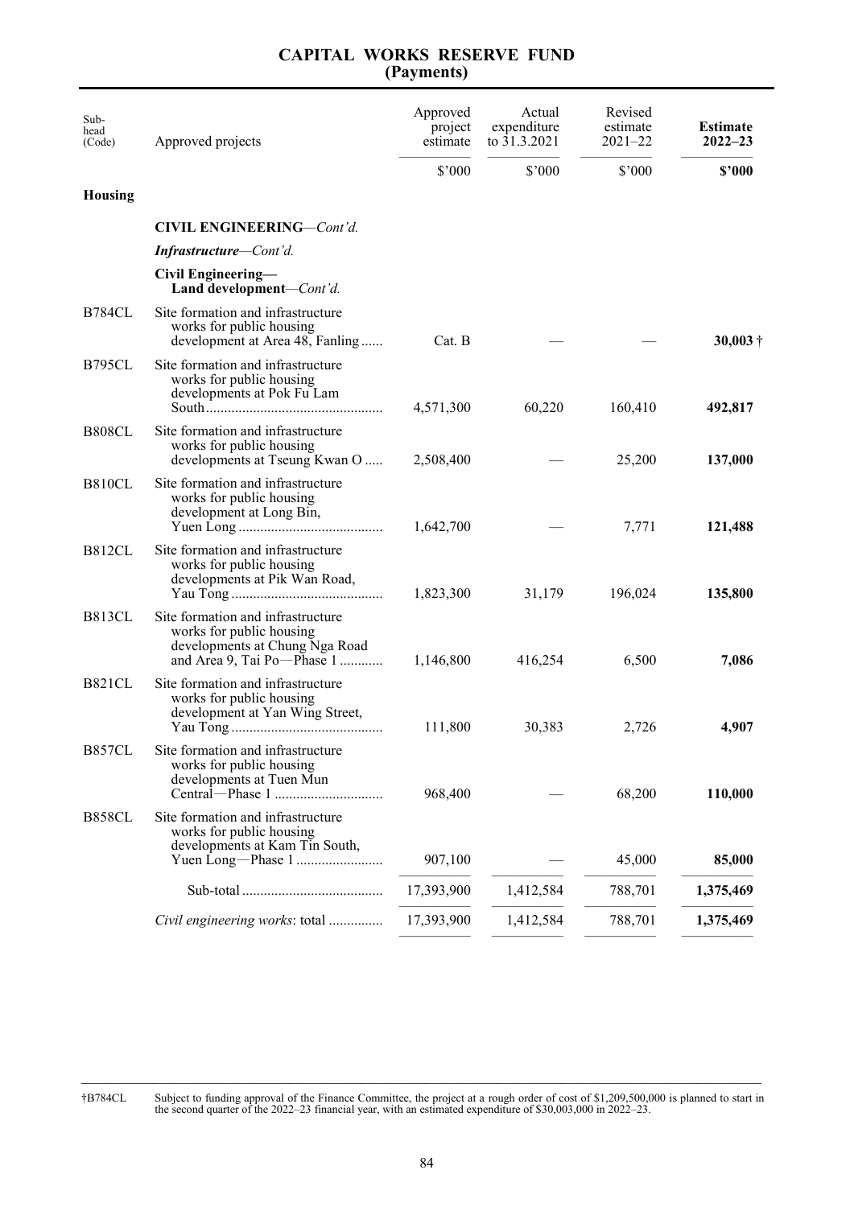# CAPITAL WORKS RESERVE FUND
## (Payments)

| Sub-head (Code) | Approved projects | Approved project estimate | Actual expenditure to 31.3.2021 | Revised estimate 2021–22 | **Estimate 2022–23** |
|---|---|---|---|---|---|
| | | \$'000 | \$'000 | \$'000 | **\$'000** |
| **Housing** | | | | | |
| | **CIVIL ENGINEERING**—*Cont'd.* | | | | |
| | ***Infrastructure***—*Cont'd.* | | | | |
| | **Civil Engineering— Land development**—*Cont'd.* | | | | |
| B784CL | Site formation and infrastructure works for public housing development at Area 48, Fanling...... | Cat. B | — | — | **30,003** † |
| B795CL | Site formation and infrastructure works for public housing developments at Pok Fu Lam South................................................ | 4,571,300 | 60,220 | 160,410 | **492,817** |
| B808CL | Site formation and infrastructure works for public housing developments at Tseung Kwan O ..... | 2,508,400 | — | 25,200 | **137,000** |
| B810CL | Site formation and infrastructure works for public housing development at Long Bin, Yuen Long ........................................ | 1,642,700 | — | 7,771 | **121,488** |
| B812CL | Site formation and infrastructure works for public housing developments at Pik Wan Road, Yau Tong .......................................... | 1,823,300 | 31,179 | 196,024 | **135,800** |
| B813CL | Site formation and infrastructure works for public housing developments at Chung Nga Road and Area 9, Tai Po—Phase 1 ............ | 1,146,800 | 416,254 | 6,500 | **7,086** |
| B821CL | Site formation and infrastructure works for public housing development at Yan Wing Street, Yau Tong .......................................... | 111,800 | 30,383 | 2,726 | **4,907** |
| B857CL | Site formation and infrastructure works for public housing developments at Tuen Mun Central—Phase 1 ............................. | 968,400 | — | 68,200 | **110,000** |
| B858CL | Site formation and infrastructure works for public housing developments at Kam Tin South, Yuen Long—Phase 1 ........................ | 907,100 | — | 45,000 | **85,000** |
| | Sub-total ....................................... | 17,393,900 | 1,412,584 | 788,701 | **1,375,469** |
| | *Civil engineering works*: total ............... | 17,393,900 | 1,412,584 | 788,701 | **1,375,469** |

†B784CL Subject to funding approval of the Finance Committee, the project at a rough order of cost of \$1,209,500,000 is planned to start in the second quarter of the 2022–23 financial year, with an estimated expenditure of \$30,003,000 in 2022–23.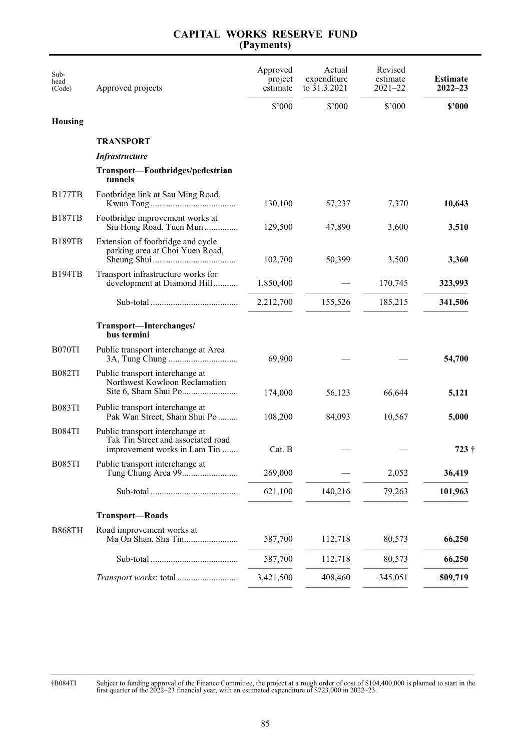# CAPITAL WORKS RESERVE FUND
## (Payments)

| Sub-head (Code) | Approved projects | Approved project estimate | Actual expenditure to 31.3.2021 | Revised estimate 2021–22 | **Estimate 2022–23** |
|---|---|---|---|---|---|
| | | $'000 | $'000 | $'000 | **$'000** |
| **Housing** | | | | | |
| | **TRANSPORT** | | | | |
| | ***Infrastructure*** | | | | |
| | **Transport—Footbridges/pedestrian tunnels** | | | | |
| B177TB | Footbridge link at Sau Ming Road, Kwun Tong | 130,100 | 57,237 | 7,370 | **10,643** |
| B187TB | Footbridge improvement works at Siu Hong Road, Tuen Mun | 129,500 | 47,890 | 3,600 | **3,510** |
| B189TB | Extension of footbridge and cycle parking area at Choi Yuen Road, Sheung Shui | 102,700 | 50,399 | 3,500 | **3,360** |
| B194TB | Transport infrastructure works for development at Diamond Hill | 1,850,400 | — | 170,745 | **323,993** |
| | Sub-total | 2,212,700 | 155,526 | 185,215 | **341,506** |
| | **Transport—Interchanges/ bus termini** | | | | |
| B070TI | Public transport interchange at Area 3A, Tung Chung | 69,900 | — | — | **54,700** |
| B082TI | Public transport interchange at Northwest Kowloon Reclamation Site 6, Sham Shui Po | 174,000 | 56,123 | 66,644 | **5,121** |
| B083TI | Public transport interchange at Pak Wan Street, Sham Shui Po | 108,200 | 84,093 | 10,567 | **5,000** |
| B084TI | Public transport interchange at Tak Tin Street and associated road improvement works in Lam Tin | Cat. B | — | — | **723** † |
| B085TI | Public transport interchange at Tung Chung Area 99 | 269,000 | — | 2,052 | **36,419** |
| | Sub-total | 621,100 | 140,216 | 79,263 | **101,963** |
| | **Transport—Roads** | | | | |
| B868TH | Road improvement works at Ma On Shan, Sha Tin | 587,700 | 112,718 | 80,573 | **66,250** |
| | Sub-total | 587,700 | 112,718 | 80,573 | **66,250** |
| | *Transport works*: total | 3,421,500 | 408,460 | 345,051 | **509,719** |

†B084TI Subject to funding approval of the Finance Committee, the project at a rough order of cost of $104,400,000 is planned to start in the first quarter of the 2022–23 financial year, with an estimated expenditure of $723,000 in 2022–23.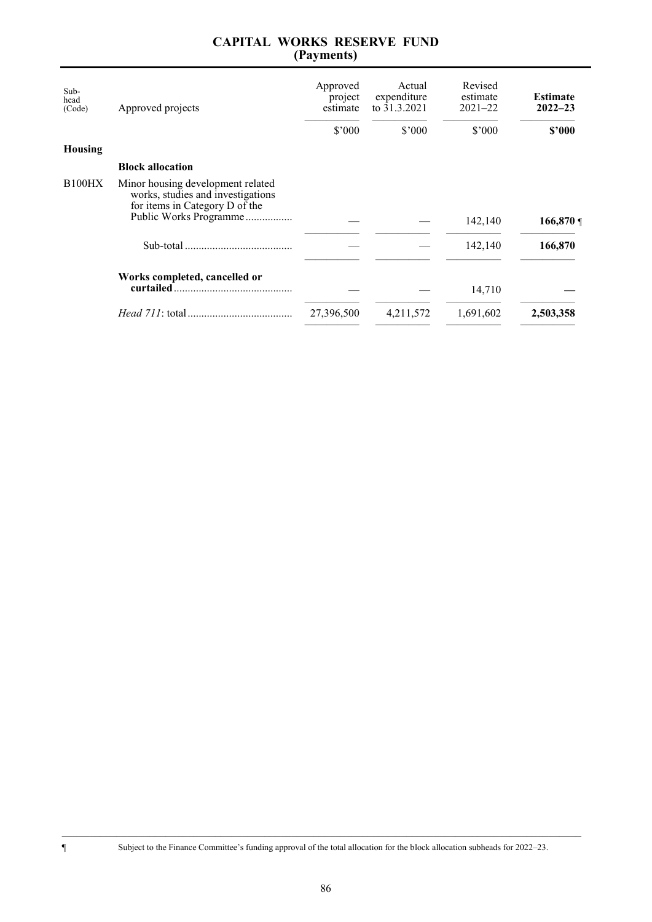## CAPITAL WORKS RESERVE FUND
### (Payments)

| Sub-head (Code) | Approved projects | Approved project estimate | Actual expenditure to 31.3.2021 | Revised estimate 2021–22 | **Estimate 2022–23** |
|---|---|---|---|---|---|
| | | $'000 | $'000 | $'000 | **$'000** |
| **Housing** | | | | | |
| | **Block allocation** | | | | |
| B100HX | Minor housing development related works, studies and investigations for items in Category D of the Public Works Programme................. | — | — | 142,140 | **166,870** ¶ |
| | Sub-total ....................................... | — | — | 142,140 | **166,870** |
| | **Works completed, cancelled or curtailed**.......................................... | — | — | 14,710 | **—** |
| | *Head 711*: total ...................................... | 27,396,500 | 4,211,572 | 1,691,602 | **2,503,358** |

¶ Subject to the Finance Committee's funding approval of the total allocation for the block allocation subheads for 2022–23.